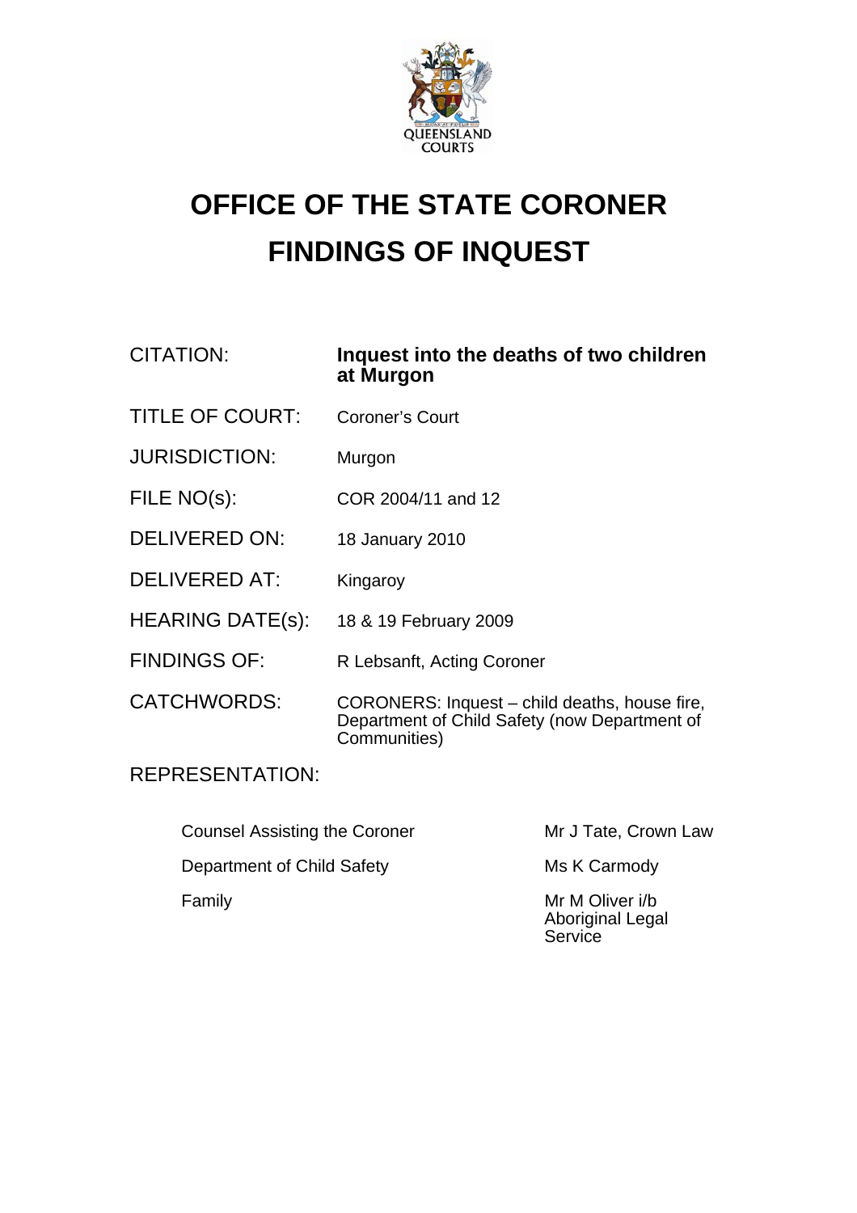QUEENSLAND COURTS

# OFFICE OF THE STATE CORONER
# FINDINGS OF INQUEST

| | |
|---|---|
| CITATION: | **Inquest into the deaths of two children at Murgon** |
| TITLE OF COURT: | Coroner's Court |
| JURISDICTION: | Murgon |
| FILE NO(s): | COR 2004/11 and 12 |
| DELIVERED ON: | 18 January 2010 |
| DELIVERED AT: | Kingaroy |
| HEARING DATE(s): | 18 & 19 February 2009 |
| FINDINGS OF: | R Lebsanft, Acting Coroner |
| CATCHWORDS: | CORONERS: Inquest – child deaths, house fire, Department of Child Safety (now Department of Communities) |

REPRESENTATION:

| | |
|---|---|
| Counsel Assisting the Coroner | Mr J Tate, Crown Law |
| Department of Child Safety | Ms K Carmody |
| Family | Mr M Oliver i/b Aboriginal Legal Service |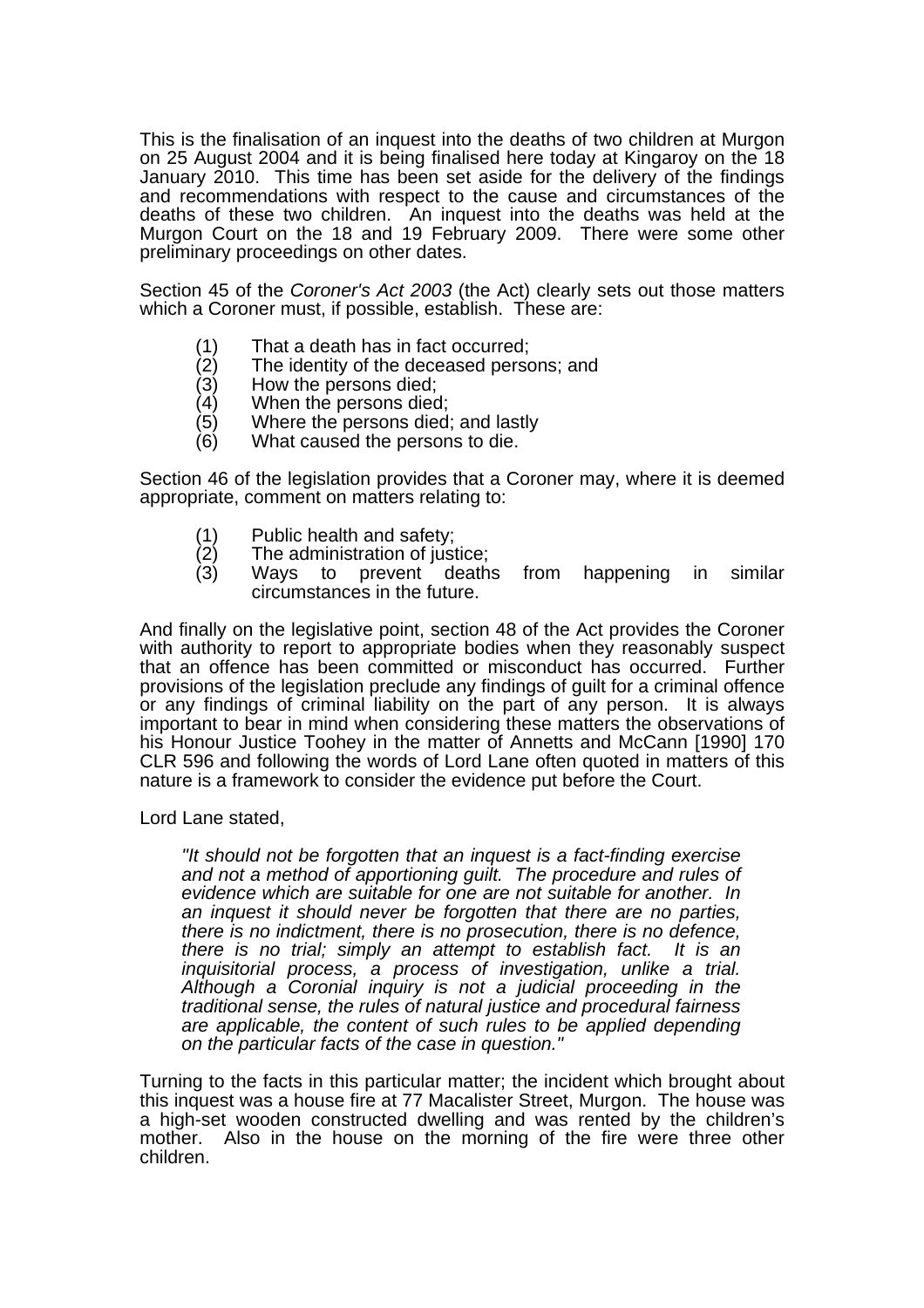This is the finalisation of an inquest into the deaths of two children at Murgon on 25 August 2004 and it is being finalised here today at Kingaroy on the 18 January 2010. This time has been set aside for the delivery of the findings and recommendations with respect to the cause and circumstances of the deaths of these two children. An inquest into the deaths was held at the Murgon Court on the 18 and 19 February 2009. There were some other preliminary proceedings on other dates.

Section 45 of the *Coroner's Act 2003* (the Act) clearly sets out those matters which a Coroner must, if possible, establish. These are:

(1) That a death has in fact occurred;
(2) The identity of the deceased persons; and
(3) How the persons died;
(4) When the persons died;
(5) Where the persons died; and lastly
(6) What caused the persons to die.

Section 46 of the legislation provides that a Coroner may, where it is deemed appropriate, comment on matters relating to:

(1) Public health and safety;
(2) The administration of justice;
(3) Ways to prevent deaths from happening in similar circumstances in the future.

And finally on the legislative point, section 48 of the Act provides the Coroner with authority to report to appropriate bodies when they reasonably suspect that an offence has been committed or misconduct has occurred. Further provisions of the legislation preclude any findings of guilt for a criminal offence or any findings of criminal liability on the part of any person. It is always important to bear in mind when considering these matters the observations of his Honour Justice Toohey in the matter of Annetts and McCann [1990] 170 CLR 596 and following the words of Lord Lane often quoted in matters of this nature is a framework to consider the evidence put before the Court.

Lord Lane stated,

> *"It should not be forgotten that an inquest is a fact-finding exercise and not a method of apportioning guilt. The procedure and rules of evidence which are suitable for one are not suitable for another. In an inquest it should never be forgotten that there are no parties, there is no indictment, there is no prosecution, there is no defence, there is no trial; simply an attempt to establish fact. It is an inquisitorial process, a process of investigation, unlike a trial. Although a Coronial inquiry is not a judicial proceeding in the traditional sense, the rules of natural justice and procedural fairness are applicable, the content of such rules to be applied depending on the particular facts of the case in question."*

Turning to the facts in this particular matter; the incident which brought about this inquest was a house fire at 77 Macalister Street, Murgon. The house was a high-set wooden constructed dwelling and was rented by the children's mother. Also in the house on the morning of the fire were three other children.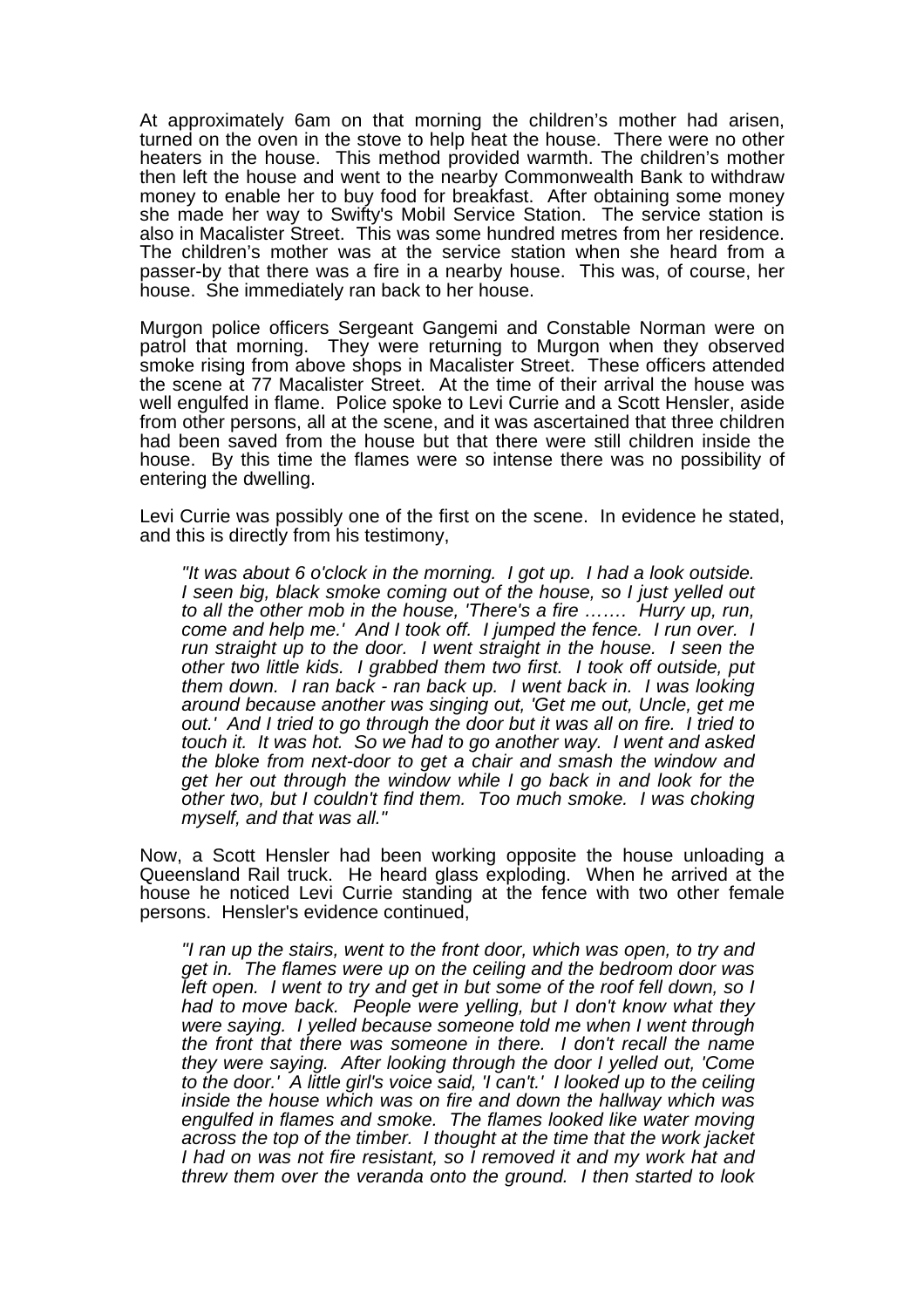At approximately 6am on that morning the children's mother had arisen, turned on the oven in the stove to help heat the house. There were no other heaters in the house. This method provided warmth. The children's mother then left the house and went to the nearby Commonwealth Bank to withdraw money to enable her to buy food for breakfast. After obtaining some money she made her way to Swifty's Mobil Service Station. The service station is also in Macalister Street. This was some hundred metres from her residence. The children's mother was at the service station when she heard from a passer-by that there was a fire in a nearby house. This was, of course, her house. She immediately ran back to her house.

Murgon police officers Sergeant Gangemi and Constable Norman were on patrol that morning. They were returning to Murgon when they observed smoke rising from above shops in Macalister Street. These officers attended the scene at 77 Macalister Street. At the time of their arrival the house was well engulfed in flame. Police spoke to Levi Currie and a Scott Hensler, aside from other persons, all at the scene, and it was ascertained that three children had been saved from the house but that there were still children inside the house. By this time the flames were so intense there was no possibility of entering the dwelling.

Levi Currie was possibly one of the first on the scene. In evidence he stated, and this is directly from his testimony,

> *"It was about 6 o'clock in the morning. I got up. I had a look outside. I seen big, black smoke coming out of the house, so I just yelled out to all the other mob in the house, 'There's a fire ……. Hurry up, run, come and help me.' And I took off. I jumped the fence. I run over. I run straight up to the door. I went straight in the house. I seen the other two little kids. I grabbed them two first. I took off outside, put them down. I ran back - ran back up. I went back in. I was looking around because another was singing out, 'Get me out, Uncle, get me out.' And I tried to go through the door but it was all on fire. I tried to touch it. It was hot. So we had to go another way. I went and asked the bloke from next-door to get a chair and smash the window and get her out through the window while I go back in and look for the other two, but I couldn't find them. Too much smoke. I was choking myself, and that was all."*

Now, a Scott Hensler had been working opposite the house unloading a Queensland Rail truck. He heard glass exploding. When he arrived at the house he noticed Levi Currie standing at the fence with two other female persons. Hensler's evidence continued,

> *"I ran up the stairs, went to the front door, which was open, to try and get in. The flames were up on the ceiling and the bedroom door was left open. I went to try and get in but some of the roof fell down, so I had to move back. People were yelling, but I don't know what they were saying. I yelled because someone told me when I went through the front that there was someone in there. I don't recall the name they were saying. After looking through the door I yelled out, 'Come to the door.' A little girl's voice said, 'I can't.' I looked up to the ceiling inside the house which was on fire and down the hallway which was engulfed in flames and smoke. The flames looked like water moving across the top of the timber. I thought at the time that the work jacket I had on was not fire resistant, so I removed it and my work hat and threw them over the veranda onto the ground. I then started to look*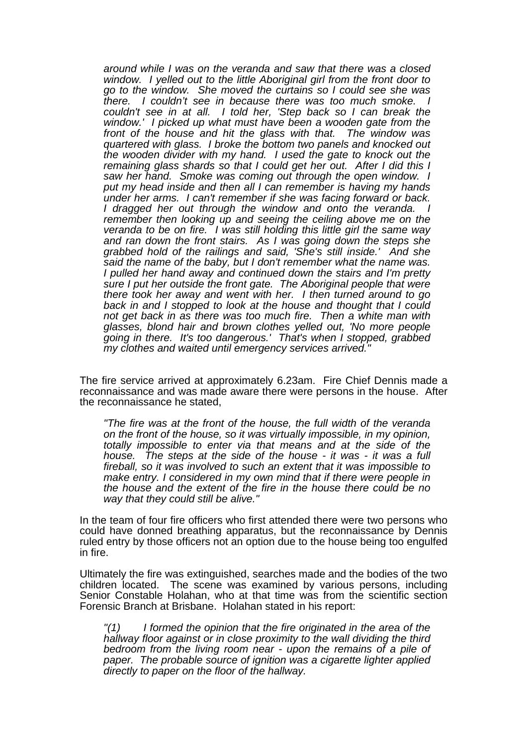*around while I was on the veranda and saw that there was a closed window. I yelled out to the little Aboriginal girl from the front door to go to the window. She moved the curtains so I could see she was there. I couldn't see in because there was too much smoke. I couldn't see in at all. I told her, 'Step back so I can break the window.' I picked up what must have been a wooden gate from the front of the house and hit the glass with that. The window was quartered with glass. I broke the bottom two panels and knocked out the wooden divider with my hand. I used the gate to knock out the remaining glass shards so that I could get her out. After I did this I saw her hand. Smoke was coming out through the open window. I put my head inside and then all I can remember is having my hands under her arms. I can't remember if she was facing forward or back. I dragged her out through the window and onto the veranda. I remember then looking up and seeing the ceiling above me on the veranda to be on fire. I was still holding this little girl the same way and ran down the front stairs. As I was going down the steps she grabbed hold of the railings and said, 'She's still inside.' And she said the name of the baby, but I don't remember what the name was. I pulled her hand away and continued down the stairs and I'm pretty sure I put her outside the front gate. The Aboriginal people that were there took her away and went with her. I then turned around to go back in and I stopped to look at the house and thought that I could not get back in as there was too much fire. Then a white man with glasses, blond hair and brown clothes yelled out, 'No more people going in there. It's too dangerous.' That's when I stopped, grabbed my clothes and waited until emergency services arrived."*

The fire service arrived at approximately 6.23am. Fire Chief Dennis made a reconnaissance and was made aware there were persons in the house. After the reconnaissance he stated,

*"The fire was at the front of the house, the full width of the veranda on the front of the house, so it was virtually impossible, in my opinion, totally impossible to enter via that means and at the side of the house. The steps at the side of the house - it was - it was a full fireball, so it was involved to such an extent that it was impossible to make entry. I considered in my own mind that if there were people in the house and the extent of the fire in the house there could be no way that they could still be alive."*

In the team of four fire officers who first attended there were two persons who could have donned breathing apparatus, but the reconnaissance by Dennis ruled entry by those officers not an option due to the house being too engulfed in fire.

Ultimately the fire was extinguished, searches made and the bodies of the two children located. The scene was examined by various persons, including Senior Constable Holahan, who at that time was from the scientific section Forensic Branch at Brisbane. Holahan stated in his report:

*"(1) I formed the opinion that the fire originated in the area of the hallway floor against or in close proximity to the wall dividing the third bedroom from the living room near - upon the remains of a pile of paper. The probable source of ignition was a cigarette lighter applied directly to paper on the floor of the hallway.*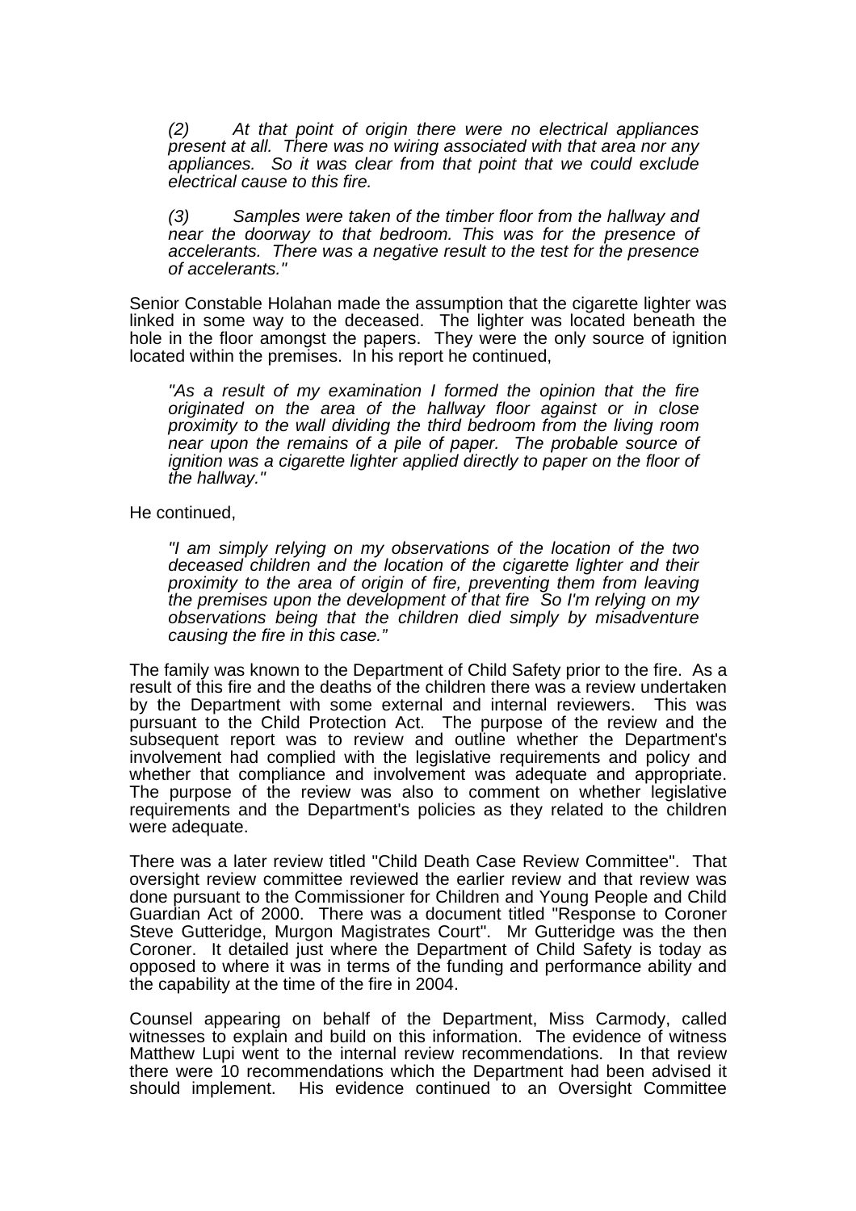> *(2) At that point of origin there were no electrical appliances present at all. There was no wiring associated with that area nor any appliances. So it was clear from that point that we could exclude electrical cause to this fire.*
>
> *(3) Samples were taken of the timber floor from the hallway and near the doorway to that bedroom. This was for the presence of accelerants. There was a negative result to the test for the presence of accelerants."*

Senior Constable Holahan made the assumption that the cigarette lighter was linked in some way to the deceased. The lighter was located beneath the hole in the floor amongst the papers. They were the only source of ignition located within the premises. In his report he continued,

> *"As a result of my examination I formed the opinion that the fire originated on the area of the hallway floor against or in close proximity to the wall dividing the third bedroom from the living room near upon the remains of a pile of paper. The probable source of ignition was a cigarette lighter applied directly to paper on the floor of the hallway."*

He continued,

> *"I am simply relying on my observations of the location of the two deceased children and the location of the cigarette lighter and their proximity to the area of origin of fire, preventing them from leaving the premises upon the development of that fire So I'm relying on my observations being that the children died simply by misadventure causing the fire in this case."*

The family was known to the Department of Child Safety prior to the fire. As a result of this fire and the deaths of the children there was a review undertaken by the Department with some external and internal reviewers. This was pursuant to the Child Protection Act. The purpose of the review and the subsequent report was to review and outline whether the Department's involvement had complied with the legislative requirements and policy and whether that compliance and involvement was adequate and appropriate. The purpose of the review was also to comment on whether legislative requirements and the Department's policies as they related to the children were adequate.

There was a later review titled "Child Death Case Review Committee". That oversight review committee reviewed the earlier review and that review was done pursuant to the Commissioner for Children and Young People and Child Guardian Act of 2000. There was a document titled "Response to Coroner Steve Gutteridge, Murgon Magistrates Court". Mr Gutteridge was the then Coroner. It detailed just where the Department of Child Safety is today as opposed to where it was in terms of the funding and performance ability and the capability at the time of the fire in 2004.

Counsel appearing on behalf of the Department, Miss Carmody, called witnesses to explain and build on this information. The evidence of witness Matthew Lupi went to the internal review recommendations. In that review there were 10 recommendations which the Department had been advised it should implement. His evidence continued to an Oversight Committee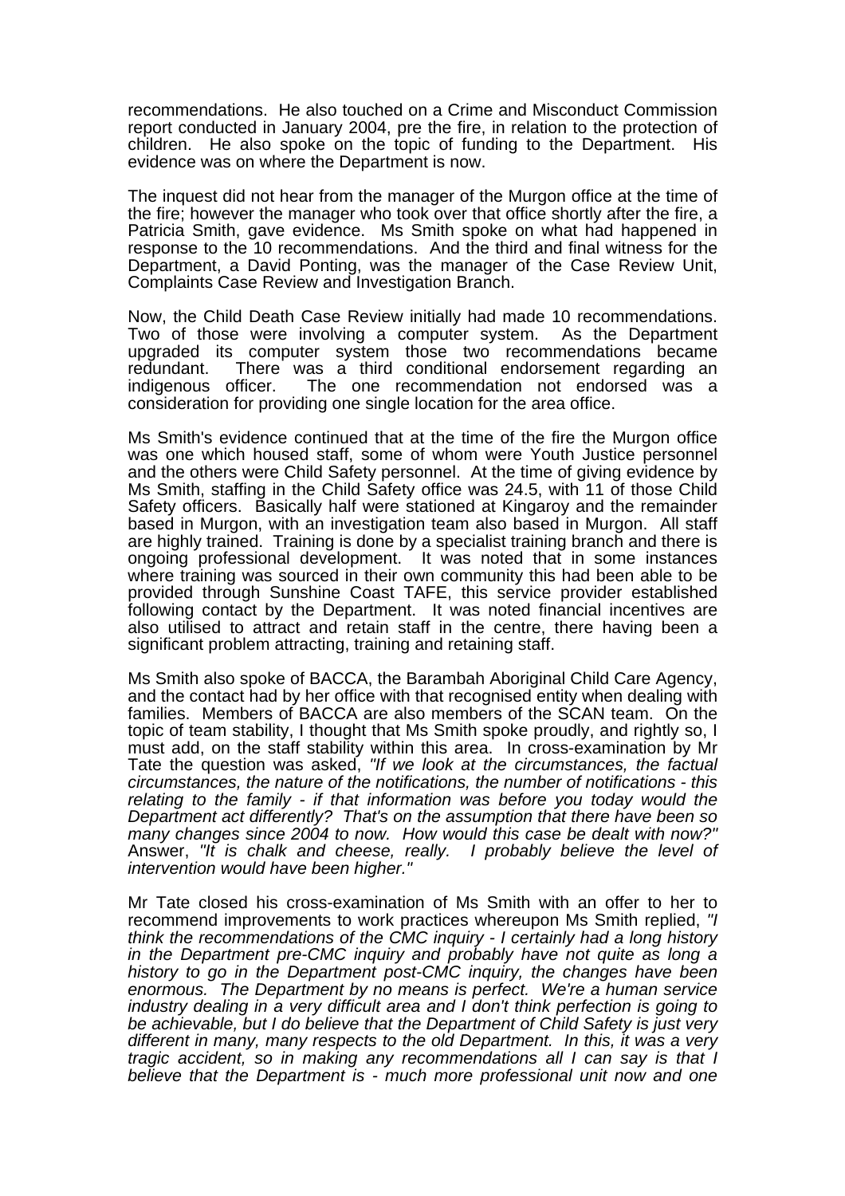recommendations. He also touched on a Crime and Misconduct Commission report conducted in January 2004, pre the fire, in relation to the protection of children. He also spoke on the topic of funding to the Department. His evidence was on where the Department is now.

The inquest did not hear from the manager of the Murgon office at the time of the fire; however the manager who took over that office shortly after the fire, a Patricia Smith, gave evidence. Ms Smith spoke on what had happened in response to the 10 recommendations. And the third and final witness for the Department, a David Ponting, was the manager of the Case Review Unit, Complaints Case Review and Investigation Branch.

Now, the Child Death Case Review initially had made 10 recommendations. Two of those were involving a computer system. As the Department upgraded its computer system those two recommendations became redundant. There was a third conditional endorsement regarding an indigenous officer. The one recommendation not endorsed was a consideration for providing one single location for the area office.

Ms Smith's evidence continued that at the time of the fire the Murgon office was one which housed staff, some of whom were Youth Justice personnel and the others were Child Safety personnel. At the time of giving evidence by Ms Smith, staffing in the Child Safety office was 24.5, with 11 of those Child Safety officers. Basically half were stationed at Kingaroy and the remainder based in Murgon, with an investigation team also based in Murgon. All staff are highly trained. Training is done by a specialist training branch and there is ongoing professional development. It was noted that in some instances where training was sourced in their own community this had been able to be provided through Sunshine Coast TAFE, this service provider established following contact by the Department. It was noted financial incentives are also utilised to attract and retain staff in the centre, there having been a significant problem attracting, training and retaining staff.

Ms Smith also spoke of BACCA, the Barambah Aboriginal Child Care Agency, and the contact had by her office with that recognised entity when dealing with families. Members of BACCA are also members of the SCAN team. On the topic of team stability, I thought that Ms Smith spoke proudly, and rightly so, I must add, on the staff stability within this area. In cross-examination by Mr Tate the question was asked, *"If we look at the circumstances, the factual circumstances, the nature of the notifications, the number of notifications - this relating to the family - if that information was before you today would the Department act differently? That's on the assumption that there have been so many changes since 2004 to now. How would this case be dealt with now?"* Answer, *"It is chalk and cheese, really. I probably believe the level of intervention would have been higher."*

Mr Tate closed his cross-examination of Ms Smith with an offer to her to recommend improvements to work practices whereupon Ms Smith replied, *"I think the recommendations of the CMC inquiry - I certainly had a long history in the Department pre-CMC inquiry and probably have not quite as long a history to go in the Department post-CMC inquiry, the changes have been enormous. The Department by no means is perfect. We're a human service industry dealing in a very difficult area and I don't think perfection is going to be achievable, but I do believe that the Department of Child Safety is just very different in many, many respects to the old Department. In this, it was a very tragic accident, so in making any recommendations all I can say is that I believe that the Department is - much more professional unit now and one*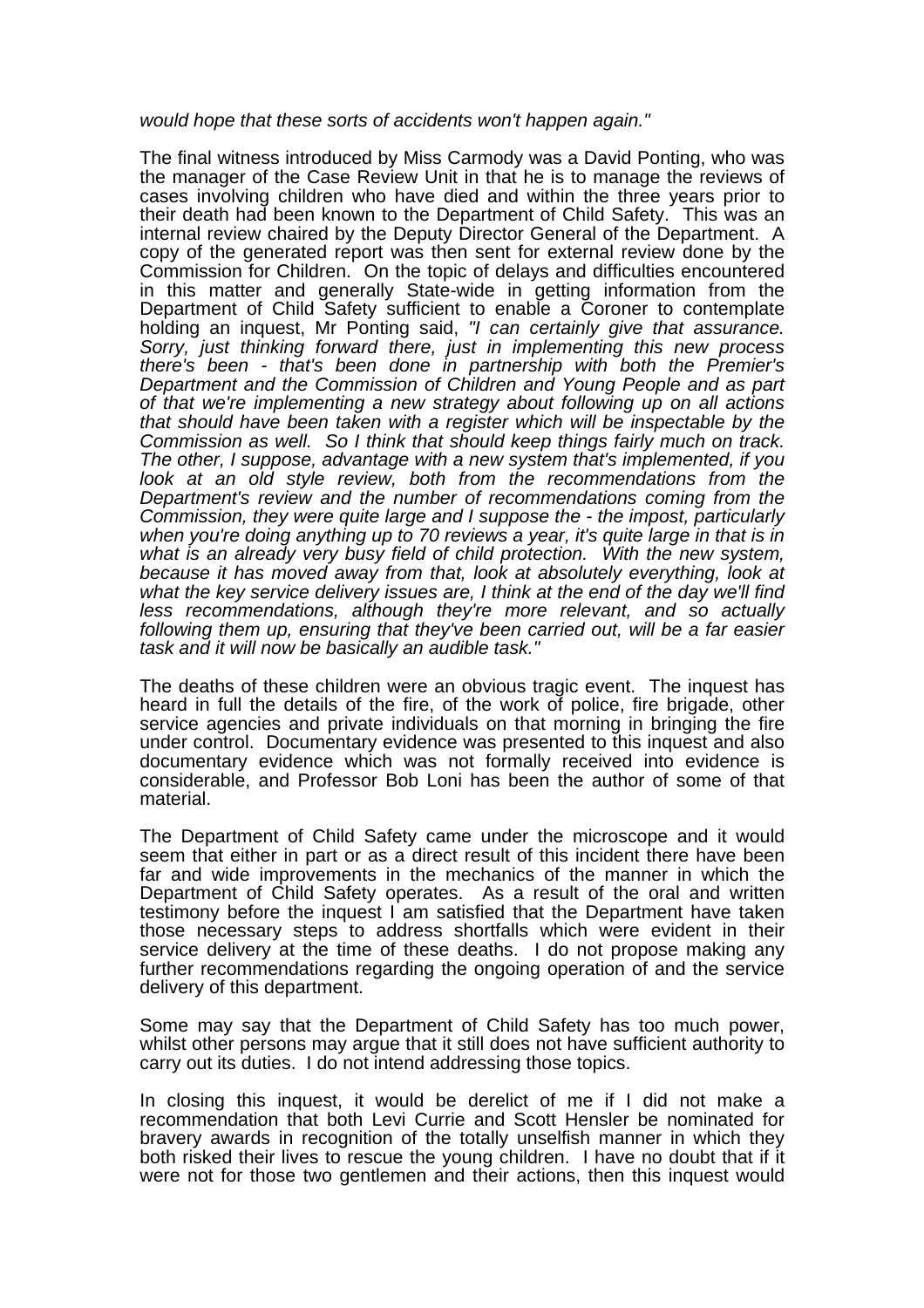*would hope that these sorts of accidents won't happen again."*

The final witness introduced by Miss Carmody was a David Ponting, who was the manager of the Case Review Unit in that he is to manage the reviews of cases involving children who have died and within the three years prior to their death had been known to the Department of Child Safety. This was an internal review chaired by the Deputy Director General of the Department. A copy of the generated report was then sent for external review done by the Commission for Children. On the topic of delays and difficulties encountered in this matter and generally State-wide in getting information from the Department of Child Safety sufficient to enable a Coroner to contemplate holding an inquest, Mr Ponting said, *"I can certainly give that assurance. Sorry, just thinking forward there, just in implementing this new process there's been - that's been done in partnership with both the Premier's Department and the Commission of Children and Young People and as part of that we're implementing a new strategy about following up on all actions that should have been taken with a register which will be inspectable by the Commission as well. So I think that should keep things fairly much on track. The other, I suppose, advantage with a new system that's implemented, if you look at an old style review, both from the recommendations from the Department's review and the number of recommendations coming from the Commission, they were quite large and I suppose the - the impost, particularly when you're doing anything up to 70 reviews a year, it's quite large in that is in what is an already very busy field of child protection. With the new system, because it has moved away from that, look at absolutely everything, look at what the key service delivery issues are, I think at the end of the day we'll find less recommendations, although they're more relevant, and so actually following them up, ensuring that they've been carried out, will be a far easier task and it will now be basically an audible task."*

The deaths of these children were an obvious tragic event. The inquest has heard in full the details of the fire, of the work of police, fire brigade, other service agencies and private individuals on that morning in bringing the fire under control. Documentary evidence was presented to this inquest and also documentary evidence which was not formally received into evidence is considerable, and Professor Bob Loni has been the author of some of that material.

The Department of Child Safety came under the microscope and it would seem that either in part or as a direct result of this incident there have been far and wide improvements in the mechanics of the manner in which the Department of Child Safety operates. As a result of the oral and written testimony before the inquest I am satisfied that the Department have taken those necessary steps to address shortfalls which were evident in their service delivery at the time of these deaths. I do not propose making any further recommendations regarding the ongoing operation of and the service delivery of this department.

Some may say that the Department of Child Safety has too much power, whilst other persons may argue that it still does not have sufficient authority to carry out its duties. I do not intend addressing those topics.

In closing this inquest, it would be derelict of me if I did not make a recommendation that both Levi Currie and Scott Hensler be nominated for bravery awards in recognition of the totally unselfish manner in which they both risked their lives to rescue the young children. I have no doubt that if it were not for those two gentlemen and their actions, then this inquest would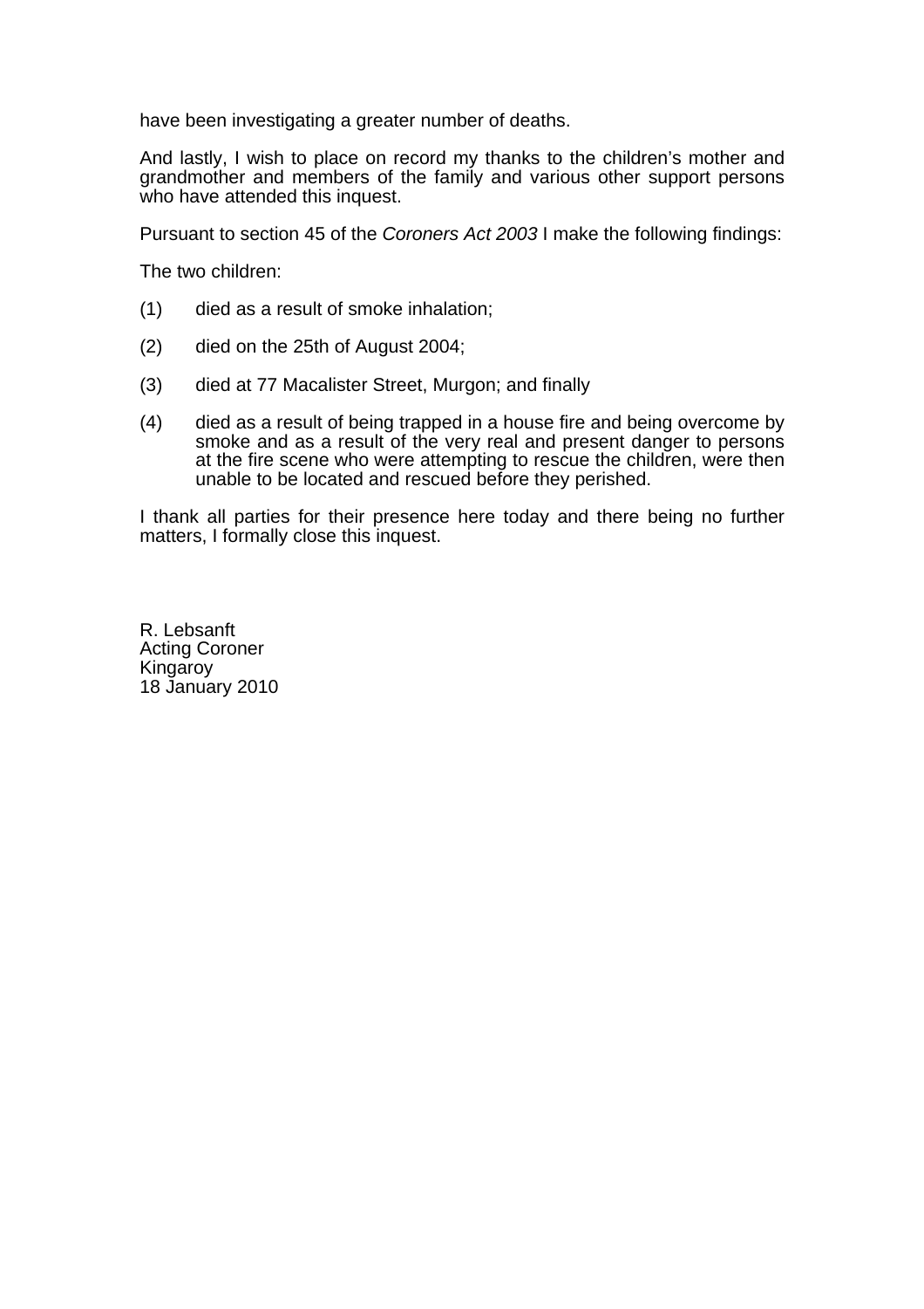have been investigating a greater number of deaths.

And lastly, I wish to place on record my thanks to the children's mother and grandmother and members of the family and various other support persons who have attended this inquest.

Pursuant to section 45 of the *Coroners Act 2003* I make the following findings:

The two children:

(1) died as a result of smoke inhalation;

(2) died on the 25th of August 2004;

(3) died at 77 Macalister Street, Murgon; and finally

(4) died as a result of being trapped in a house fire and being overcome by smoke and as a result of the very real and present danger to persons at the fire scene who were attempting to rescue the children, were then unable to be located and rescued before they perished.

I thank all parties for their presence here today and there being no further matters, I formally close this inquest.

R. Lebsanft
Acting Coroner
Kingaroy
18 January 2010